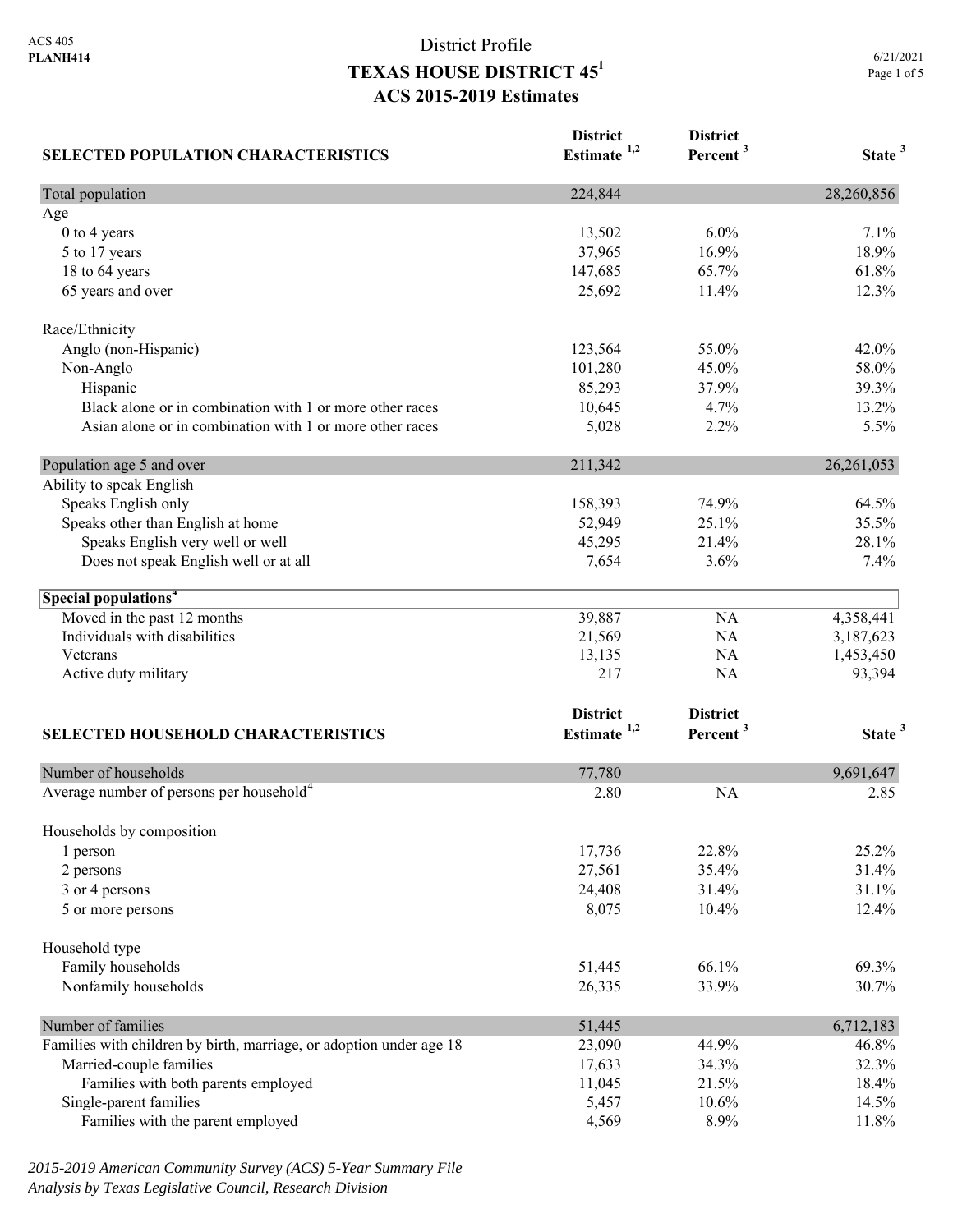ACS 405
**PLANH414**

# District Profile
## TEXAS HOUSE DISTRICT 45[1]
## ACS 2015-2019 Estimates

6/21/2021

| SELECTED POPULATION CHARACTERISTICS | District Estimate [1,2] | District Percent [3] | State [3] |
|---|---|---|---|
| Total population | 224,844 | | 28,260,856 |
| Age | | | |
| 0 to 4 years | 13,502 | 6.0% | 7.1% |
| 5 to 17 years | 37,965 | 16.9% | 18.9% |
| 18 to 64 years | 147,685 | 65.7% | 61.8% |
| 65 years and over | 25,692 | 11.4% | 12.3% |
| | | | |
| Race/Ethnicity | | | |
| Anglo (non-Hispanic) | 123,564 | 55.0% | 42.0% |
| Non-Anglo | 101,280 | 45.0% | 58.0% |
| Hispanic | 85,293 | 37.9% | 39.3% |
| Black alone or in combination with 1 or more other races | 10,645 | 4.7% | 13.2% |
| Asian alone or in combination with 1 or more other races | 5,028 | 2.2% | 5.5% |
| | | | |
| Population age 5 and over | 211,342 | | 26,261,053 |
| Ability to speak English | | | |
| Speaks English only | 158,393 | 74.9% | 64.5% |
| Speaks other than English at home | 52,949 | 25.1% | 35.5% |
| Speaks English very well or well | 45,295 | 21.4% | 28.1% |
| Does not speak English well or at all | 7,654 | 3.6% | 7.4% |
| | | | |
| **Special populations[4]** | | | |
| Moved in the past 12 months | 39,887 | NA | 4,358,441 |
| Individuals with disabilities | 21,569 | NA | 3,187,623 |
| Veterans | 13,135 | NA | 1,453,450 |
| Active duty military | 217 | NA | 93,394 |

| SELECTED HOUSEHOLD CHARACTERISTICS | District Estimate [1,2] | District Percent [3] | State [3] |
|---|---|---|---|
| Number of households | 77,780 | | 9,691,647 |
| Average number of persons per household[4] | 2.80 | NA | 2.85 |
| | | | |
| Households by composition | | | |
| 1 person | 17,736 | 22.8% | 25.2% |
| 2 persons | 27,561 | 35.4% | 31.4% |
| 3 or 4 persons | 24,408 | 31.4% | 31.1% |
| 5 or more persons | 8,075 | 10.4% | 12.4% |
| | | | |
| Household type | | | |
| Family households | 51,445 | 66.1% | 69.3% |
| Nonfamily households | 26,335 | 33.9% | 30.7% |
| | | | |
| Number of families | 51,445 | | 6,712,183 |
| Families with children by birth, marriage, or adoption under age 18 | 23,090 | 44.9% | 46.8% |
| Married-couple families | 17,633 | 34.3% | 32.3% |
| Families with both parents employed | 11,045 | 21.5% | 18.4% |
| Single-parent families | 5,457 | 10.6% | 14.5% |
| Families with the parent employed | 4,569 | 8.9% | 11.8% |

*2015-2019 American Community Survey (ACS) 5-Year Summary File*
*Analysis by Texas Legislative Council, Research Division*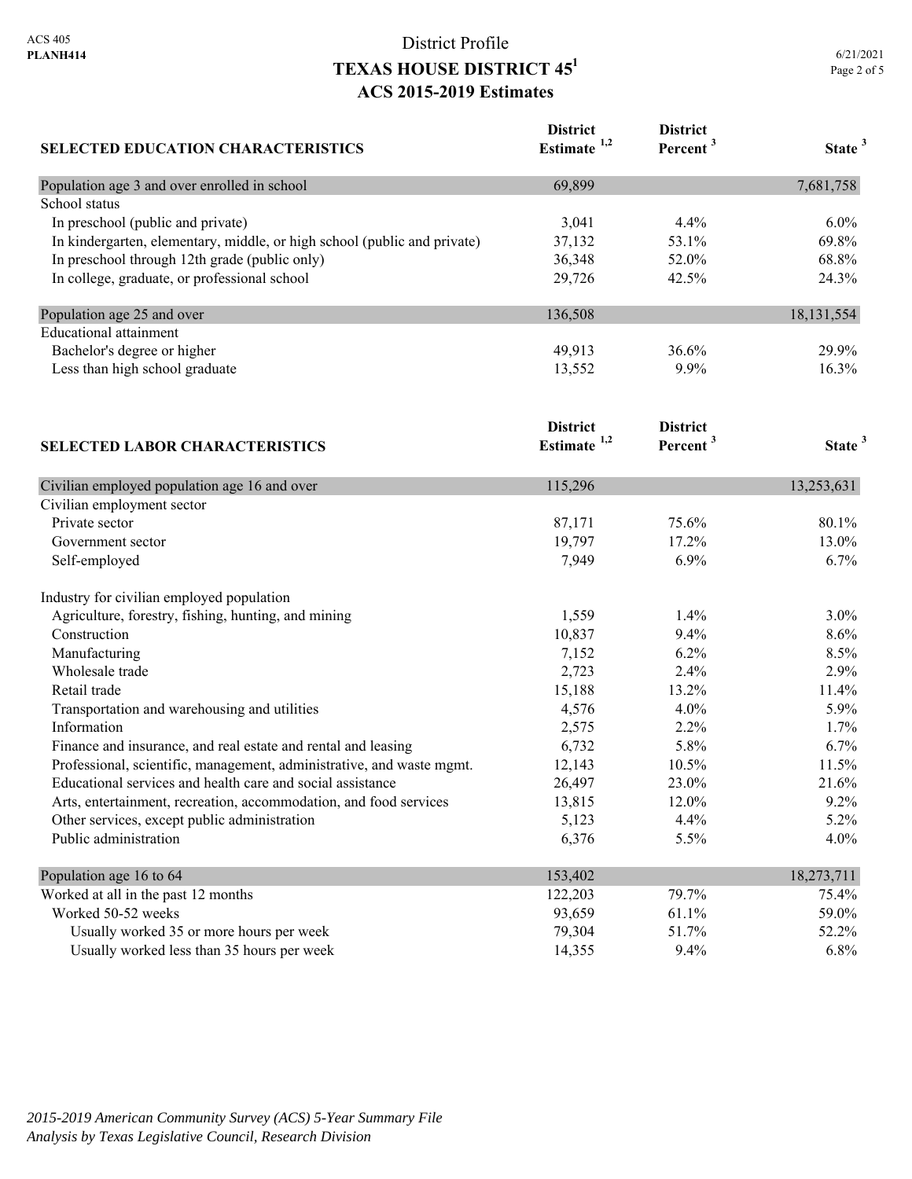# District Profile

## TEXAS HOUSE DISTRICT 45[1]

## ACS 2015-2019 Estimates

| SELECTED EDUCATION CHARACTERISTICS | District Estimate [1,2] | District Percent [3] | State [3] |
|---|---|---|---|
| Population age 3 and over enrolled in school | 69,899 | | 7,681,758 |
| School status | | | |
| In preschool (public and private) | 3,041 | 4.4% | 6.0% |
| In kindergarten, elementary, middle, or high school (public and private) | 37,132 | 53.1% | 69.8% |
| In preschool through 12th grade (public only) | 36,348 | 52.0% | 68.8% |
| In college, graduate, or professional school | 29,726 | 42.5% | 24.3% |
| Population age 25 and over | 136,508 | | 18,131,554 |
| Educational attainment | | | |
| Bachelor's degree or higher | 49,913 | 36.6% | 29.9% |
| Less than high school graduate | 13,552 | 9.9% | 16.3% |

| SELECTED LABOR CHARACTERISTICS | District Estimate [1,2] | District Percent [3] | State [3] |
|---|---|---|---|
| Civilian employed population age 16 and over | 115,296 | | 13,253,631 |
| Civilian employment sector | | | |
| Private sector | 87,171 | 75.6% | 80.1% |
| Government sector | 19,797 | 17.2% | 13.0% |
| Self-employed | 7,949 | 6.9% | 6.7% |
| Industry for civilian employed population | | | |
| Agriculture, forestry, fishing, hunting, and mining | 1,559 | 1.4% | 3.0% |
| Construction | 10,837 | 9.4% | 8.6% |
| Manufacturing | 7,152 | 6.2% | 8.5% |
| Wholesale trade | 2,723 | 2.4% | 2.9% |
| Retail trade | 15,188 | 13.2% | 11.4% |
| Transportation and warehousing and utilities | 4,576 | 4.0% | 5.9% |
| Information | 2,575 | 2.2% | 1.7% |
| Finance and insurance, and real estate and rental and leasing | 6,732 | 5.8% | 6.7% |
| Professional, scientific, management, administrative, and waste mgmt. | 12,143 | 10.5% | 11.5% |
| Educational services and health care and social assistance | 26,497 | 23.0% | 21.6% |
| Arts, entertainment, recreation, accommodation, and food services | 13,815 | 12.0% | 9.2% |
| Other services, except public administration | 5,123 | 4.4% | 5.2% |
| Public administration | 6,376 | 5.5% | 4.0% |
| Population age 16 to 64 | 153,402 | | 18,273,711 |
| Worked at all in the past 12 months | 122,203 | 79.7% | 75.4% |
| Worked 50-52 weeks | 93,659 | 61.1% | 59.0% |
| Usually worked 35 or more hours per week | 79,304 | 51.7% | 52.2% |
| Usually worked less than 35 hours per week | 14,355 | 9.4% | 6.8% |

*2015-2019 American Community Survey (ACS) 5-Year Summary File*
*Analysis by Texas Legislative Council, Research Division*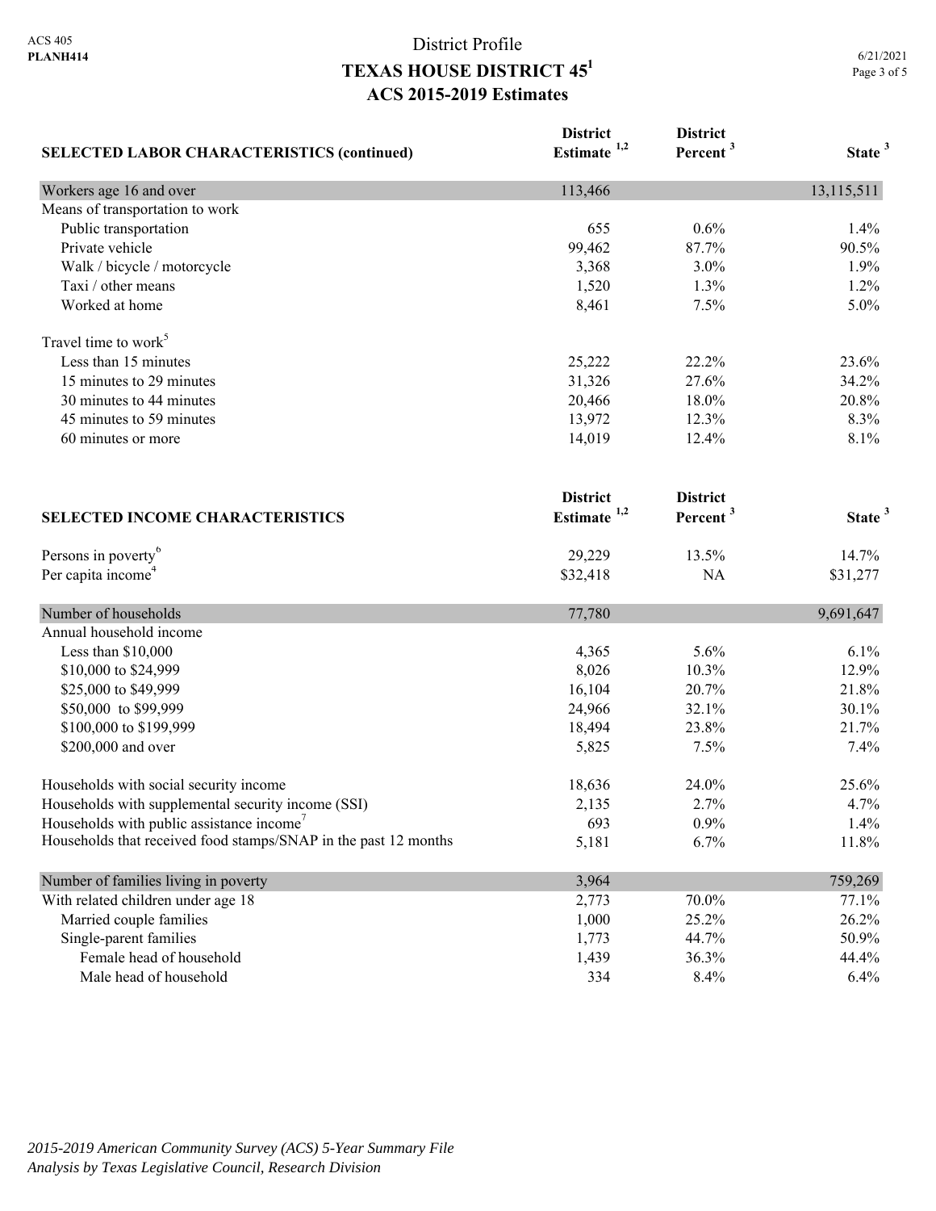# District Profile

## TEXAS HOUSE DISTRICT 45[1]

## ACS 2015-2019 Estimates

| SELECTED LABOR CHARACTERISTICS (continued) | District Estimate [1,2] | District Percent [3] | State [3] |
|---|---|---|---|
| Workers age 16 and over | 113,466 | | 13,115,511 |
| Means of transportation to work | | | |
| Public transportation | 655 | 0.6% | 1.4% |
| Private vehicle | 99,462 | 87.7% | 90.5% |
| Walk / bicycle / motorcycle | 3,368 | 3.0% | 1.9% |
| Taxi / other means | 1,520 | 1.3% | 1.2% |
| Worked at home | 8,461 | 7.5% | 5.0% |
| Travel time to work[5] | | | |
| Less than 15 minutes | 25,222 | 22.2% | 23.6% |
| 15 minutes to 29 minutes | 31,326 | 27.6% | 34.2% |
| 30 minutes to 44 minutes | 20,466 | 18.0% | 20.8% |
| 45 minutes to 59 minutes | 13,972 | 12.3% | 8.3% |
| 60 minutes or more | 14,019 | 12.4% | 8.1% |

| SELECTED INCOME CHARACTERISTICS | District Estimate [1,2] | District Percent [3] | State [3] |
|---|---|---|---|
| Persons in poverty[6] | 29,229 | 13.5% | 14.7% |
| Per capita income[4] | $32,418 | NA | $31,277 |
| Number of households | 77,780 | | 9,691,647 |
| Annual household income | | | |
| Less than $10,000 | 4,365 | 5.6% | 6.1% |
| $10,000 to $24,999 | 8,026 | 10.3% | 12.9% |
| $25,000 to $49,999 | 16,104 | 20.7% | 21.8% |
| $50,000 to $99,999 | 24,966 | 32.1% | 30.1% |
| $100,000 to $199,999 | 18,494 | 23.8% | 21.7% |
| $200,000 and over | 5,825 | 7.5% | 7.4% |
| Households with social security income | 18,636 | 24.0% | 25.6% |
| Households with supplemental security income (SSI) | 2,135 | 2.7% | 4.7% |
| Households with public assistance income[7] | 693 | 0.9% | 1.4% |
| Households that received food stamps/SNAP in the past 12 months | 5,181 | 6.7% | 11.8% |
| Number of families living in poverty | 3,964 | | 759,269 |
| With related children under age 18 | 2,773 | 70.0% | 77.1% |
| Married couple families | 1,000 | 25.2% | 26.2% |
| Single-parent families | 1,773 | 44.7% | 50.9% |
| Female head of household | 1,439 | 36.3% | 44.4% |
| Male head of household | 334 | 8.4% | 6.4% |

*2015-2019 American Community Survey (ACS) 5-Year Summary File*
*Analysis by Texas Legislative Council, Research Division*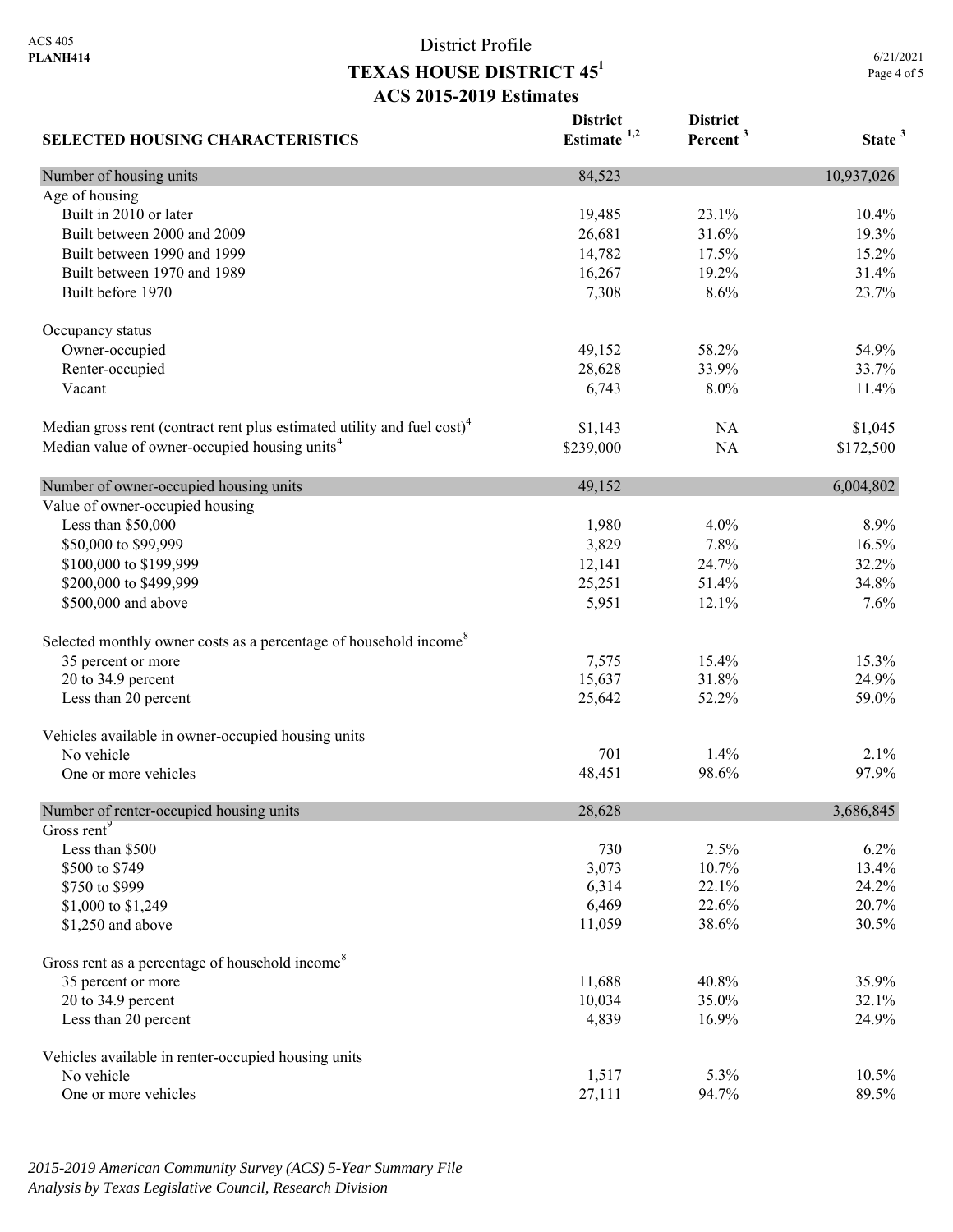# District Profile
## TEXAS HOUSE DISTRICT 45[1]
### ACS 2015-2019 Estimates

| SELECTED HOUSING CHARACTERISTICS | District Estimate [1,2] | District Percent [3] | State [3] |
|---|---|---|---|
| Number of housing units | 84,523 | | 10,937,026 |
| Age of housing | | | |
| Built in 2010 or later | 19,485 | 23.1% | 10.4% |
| Built between 2000 and 2009 | 26,681 | 31.6% | 19.3% |
| Built between 1990 and 1999 | 14,782 | 17.5% | 15.2% |
| Built between 1970 and 1989 | 16,267 | 19.2% | 31.4% |
| Built before 1970 | 7,308 | 8.6% | 23.7% |
| Occupancy status | | | |
| Owner-occupied | 49,152 | 58.2% | 54.9% |
| Renter-occupied | 28,628 | 33.9% | 33.7% |
| Vacant | 6,743 | 8.0% | 11.4% |
| Median gross rent (contract rent plus estimated utility and fuel cost)[4] | $1,143 | NA | $1,045 |
| Median value of owner-occupied housing units[4] | $239,000 | NA | $172,500 |
| Number of owner-occupied housing units | 49,152 | | 6,004,802 |
| Value of owner-occupied housing | | | |
| Less than $50,000 | 1,980 | 4.0% | 8.9% |
| $50,000 to $99,999 | 3,829 | 7.8% | 16.5% |
| $100,000 to $199,999 | 12,141 | 24.7% | 32.2% |
| $200,000 to $499,999 | 25,251 | 51.4% | 34.8% |
| $500,000 and above | 5,951 | 12.1% | 7.6% |
| Selected monthly owner costs as a percentage of household income[8] | | | |
| 35 percent or more | 7,575 | 15.4% | 15.3% |
| 20 to 34.9 percent | 15,637 | 31.8% | 24.9% |
| Less than 20 percent | 25,642 | 52.2% | 59.0% |
| Vehicles available in owner-occupied housing units | | | |
| No vehicle | 701 | 1.4% | 2.1% |
| One or more vehicles | 48,451 | 98.6% | 97.9% |
| Number of renter-occupied housing units | 28,628 | | 3,686,845 |
| Gross rent[9] | | | |
| Less than $500 | 730 | 2.5% | 6.2% |
| $500 to $749 | 3,073 | 10.7% | 13.4% |
| $750 to $999 | 6,314 | 22.1% | 24.2% |
| $1,000 to $1,249 | 6,469 | 22.6% | 20.7% |
| $1,250 and above | 11,059 | 38.6% | 30.5% |
| Gross rent as a percentage of household income[8] | | | |
| 35 percent or more | 11,688 | 40.8% | 35.9% |
| 20 to 34.9 percent | 10,034 | 35.0% | 32.1% |
| Less than 20 percent | 4,839 | 16.9% | 24.9% |
| Vehicles available in renter-occupied housing units | | | |
| No vehicle | 1,517 | 5.3% | 10.5% |
| One or more vehicles | 27,111 | 94.7% | 89.5% |

*2015-2019 American Community Survey (ACS) 5-Year Summary File*
*Analysis by Texas Legislative Council, Research Division*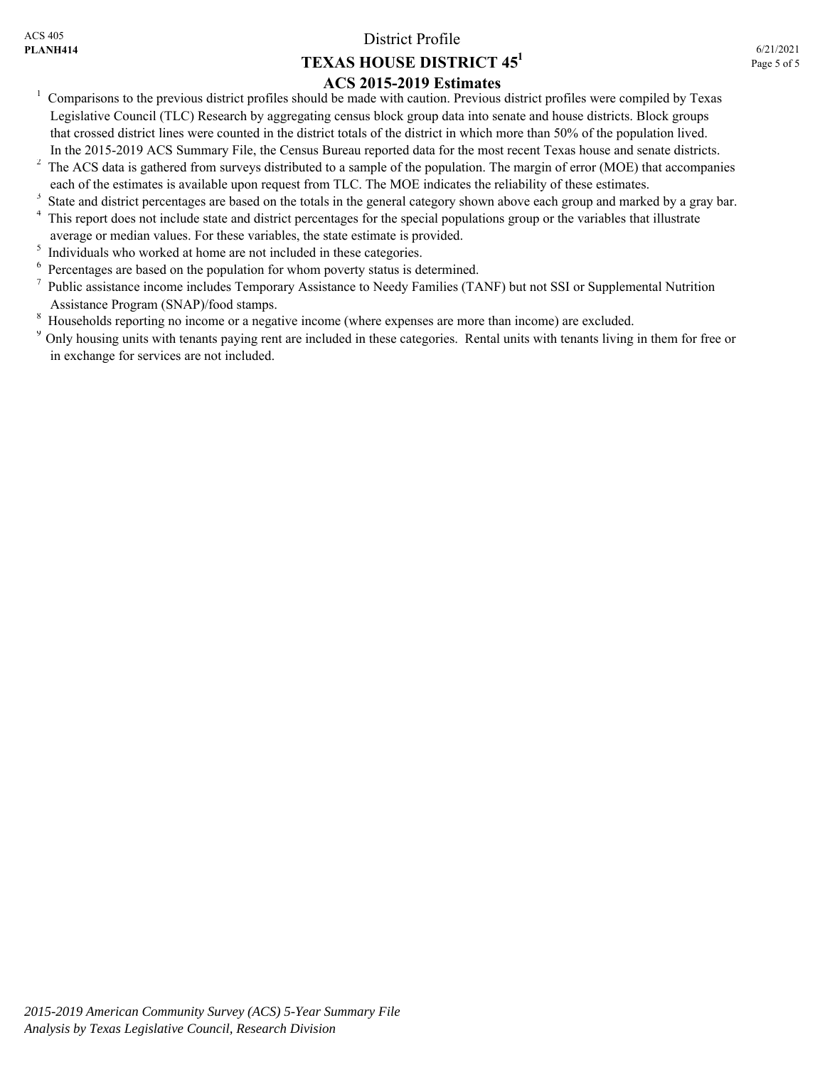# District Profile

## TEXAS HOUSE DISTRICT 45[1]

### ACS 2015-2019 Estimates

[1] Comparisons to the previous district profiles should be made with caution. Previous district profiles were compiled by Texas Legislative Council (TLC) Research by aggregating census block group data into senate and house districts. Block groups that crossed district lines were counted in the district totals of the district in which more than 50% of the population lived. In the 2015-2019 ACS Summary File, the Census Bureau reported data for the most recent Texas house and senate districts.

[2] The ACS data is gathered from surveys distributed to a sample of the population. The margin of error (MOE) that accompanies each of the estimates is available upon request from TLC. The MOE indicates the reliability of these estimates.

[3] State and district percentages are based on the totals in the general category shown above each group and marked by a gray bar.

[4] This report does not include state and district percentages for the special populations group or the variables that illustrate average or median values. For these variables, the state estimate is provided.

[5] Individuals who worked at home are not included in these categories.

[6] Percentages are based on the population for whom poverty status is determined.

[7] Public assistance income includes Temporary Assistance to Needy Families (TANF) but not SSI or Supplemental Nutrition Assistance Program (SNAP)/food stamps.

[8] Households reporting no income or a negative income (where expenses are more than income) are excluded.

[9] Only housing units with tenants paying rent are included in these categories. Rental units with tenants living in them for free or in exchange for services are not included.

*2015-2019 American Community Survey (ACS) 5-Year Summary File*
*Analysis by Texas Legislative Council, Research Division*